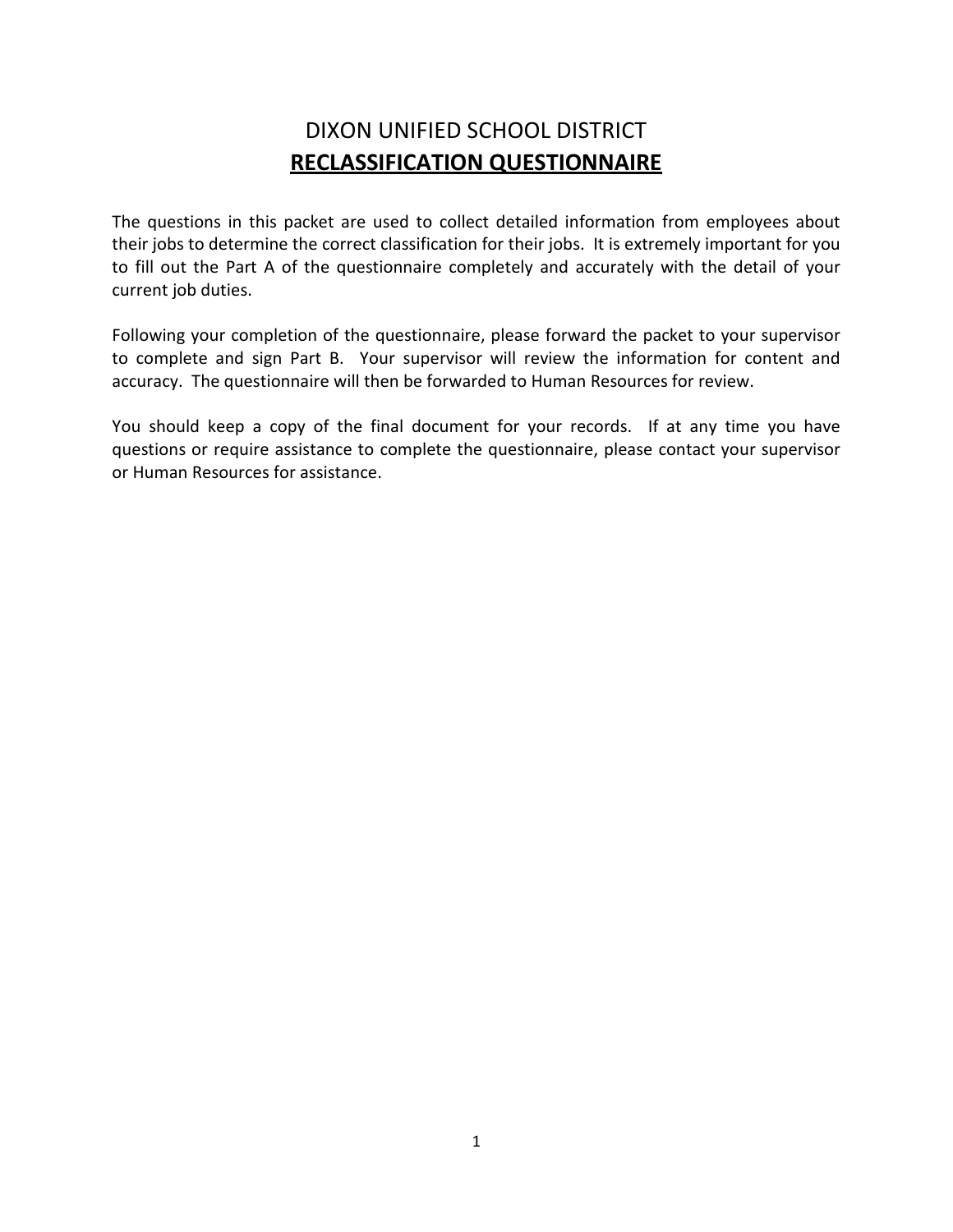# DIXON UNIFIED SCHOOL DISTRICT

## **RECLASSIFICATION QUESTIONNAIRE**

The questions in this packet are used to collect detailed information from employees about their jobs to determine the correct classification for their jobs. It is extremely important for you to fill out the Part A of the questionnaire completely and accurately with the detail of your current job duties.

Following your completion of the questionnaire, please forward the packet to your supervisor to complete and sign Part B. Your supervisor will review the information for content and accuracy. The questionnaire will then be forwarded to Human Resources for review.

You should keep a copy of the final document for your records. If at any time you have questions or require assistance to complete the questionnaire, please contact your supervisor or Human Resources for assistance.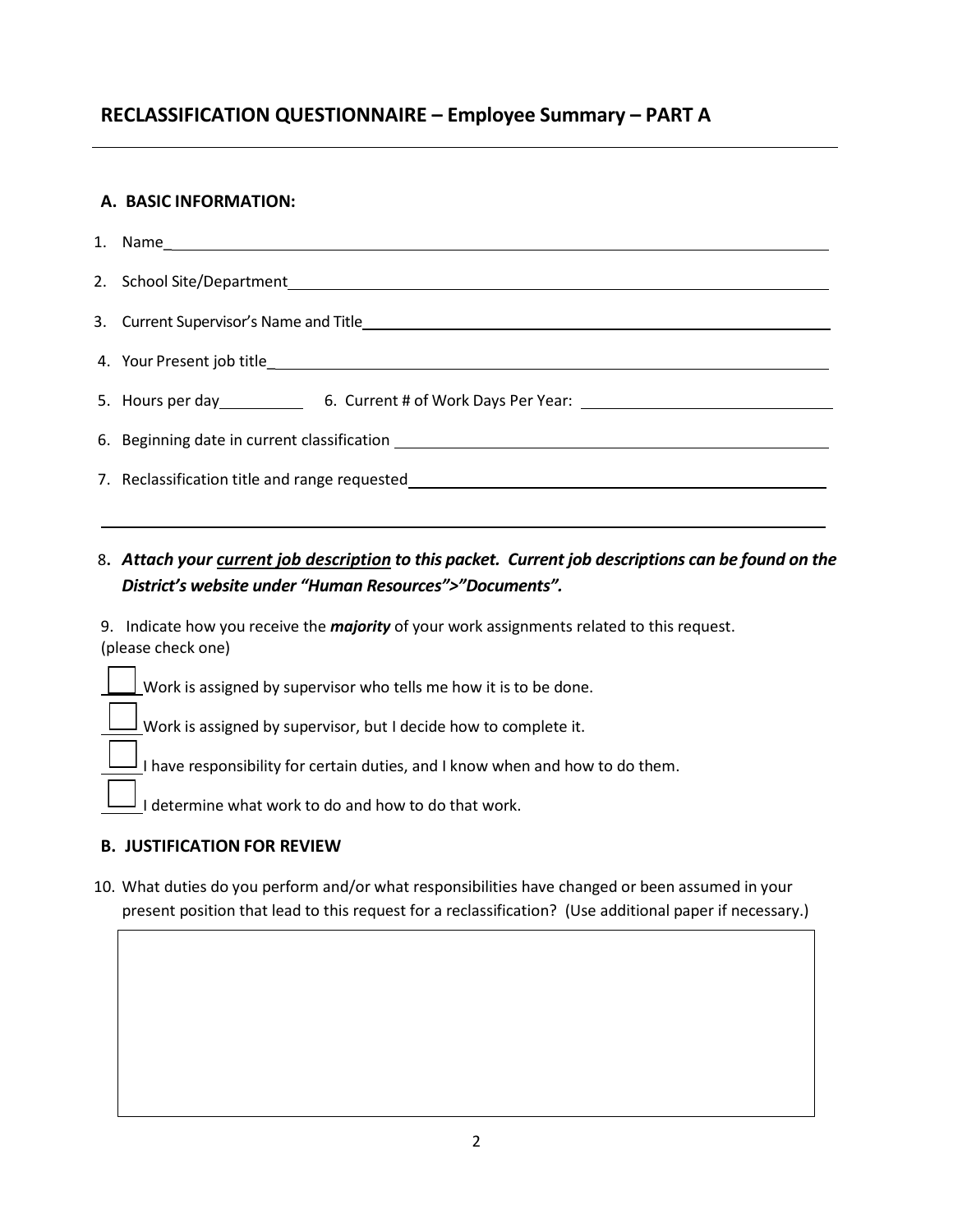## RECLASSIFICATION QUESTIONNAIRE – Employee Summary – PART A

### A. BASIC INFORMATION:

1. Name\_\_\_\_\_\_\_\_\_\_\_\_\_\_\_\_\_\_\_\_\_\_\_\_\_\_\_\_\_\_\_\_\_\_\_\_\_\_\_\_

2. School Site/Department\_\_\_\_\_\_\_\_\_\_\_\_\_\_\_\_\_\_\_\_\_\_\_\_\_\_\_\_\_\_\_\_\_\_\_\_\_\_\_\_

3. Current Supervisor's Name and Title\_\_\_\_\_\_\_\_\_\_\_\_\_\_\_\_\_\_\_\_\_\_\_\_\_\_\_\_\_\_\_\_\_\_\_\_\_\_\_\_

4. Your Present job title\_\_\_\_\_\_\_\_\_\_\_\_\_\_\_\_\_\_\_\_\_\_\_\_\_\_\_\_\_\_\_\_\_\_\_\_\_\_\_\_

5. Hours per day\_\_\_\_\_\_\_\_\_\_ 6. Current # of Work Days Per Year: \_\_\_\_\_\_\_\_\_\_\_\_\_\_\_\_\_\_\_\_

6. Beginning date in current classification \_\_\_\_\_\_\_\_\_\_\_\_\_\_\_\_\_\_\_\_\_\_\_\_\_\_\_\_\_\_\_\_\_\_\_\_\_\_\_\_

7. Reclassification title and range requested\_\_\_\_\_\_\_\_\_\_\_\_\_\_\_\_\_\_\_\_\_\_\_\_\_\_\_\_\_\_\_\_\_\_\_\_\_\_\_\_

\_\_\_\_\_\_\_\_\_\_\_\_\_\_\_\_\_\_\_\_\_\_\_\_\_\_\_\_\_\_\_\_\_\_\_\_\_\_\_\_\_\_\_\_\_\_\_\_\_\_\_\_\_\_\_\_\_\_\_\_\_\_\_\_\_\_\_\_\_\_\_\_\_\_\_\_\_\_

8. ***Attach your <u>current job description</u> to this packet. Current job descriptions can be found on the District's website under "Human Resources">"Documents".***

9. Indicate how you receive the ***majority*** of your work assignments related to this request. (please check one)

☐ Work is assigned by supervisor who tells me how it is to be done.

☐ Work is assigned by supervisor, but I decide how to complete it.

☐ I have responsibility for certain duties, and I know when and how to do them.

☐ I determine what work to do and how to do that work.

### B. JUSTIFICATION FOR REVIEW

10. What duties do you perform and/or what responsibilities have changed or been assumed in your present position that lead to this request for a reclassification? (Use additional paper if necessary.)

|  |
|---|
|  |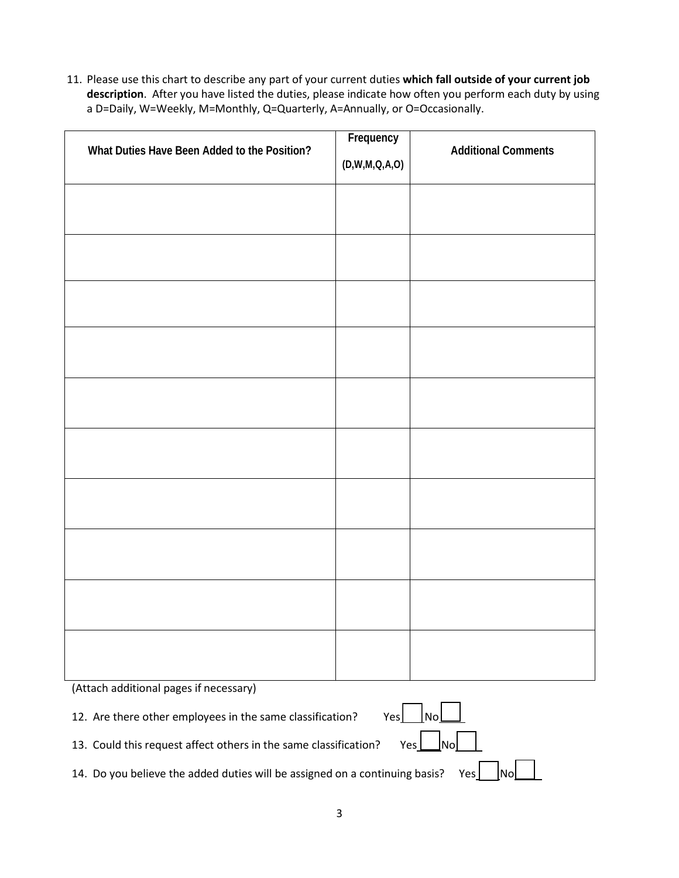11. Please use this chart to describe any part of your current duties **which fall outside of your current job description**. After you have listed the duties, please indicate how often you perform each duty by using a D=Daily, W=Weekly, M=Monthly, Q=Quarterly, A=Annually, or O=Occasionally.

| What Duties Have Been Added to the Position? | Frequency (D,W,M,Q,A,O) | Additional Comments |
|---|---|---|
| | | |
| | | |
| | | |
| | | |
| | | |
| | | |
| | | |
| | | |
| | | |
| | | |

(Attach additional pages if necessary)

12. Are there other employees in the same classification? Yes ☐ No ☐

13. Could this request affect others in the same classification? Yes ☐ No ☐

14. Do you believe the added duties will be assigned on a continuing basis? Yes ☐ No ☐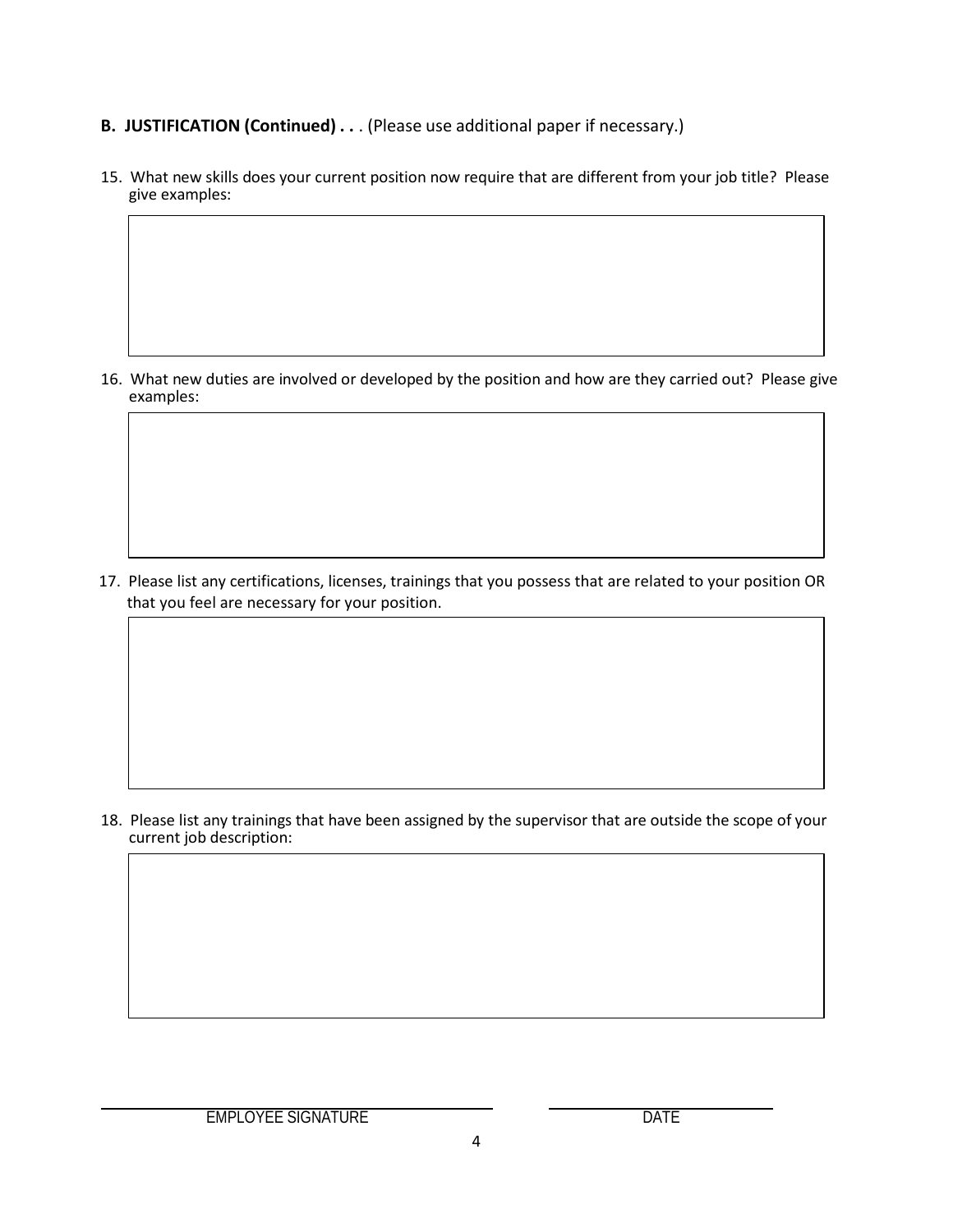**B. JUSTIFICATION (Continued) . . .** (Please use additional paper if necessary.)

15. What new skills does your current position now require that are different from your job title? Please give examples:

16. What new duties are involved or developed by the position and how are they carried out? Please give examples:

17. Please list any certifications, licenses, trainings that you possess that are related to your position OR that you feel are necessary for your position.

18. Please list any trainings that have been assigned by the supervisor that are outside the scope of your current job description:

EMPLOYEE SIGNATURE | DATE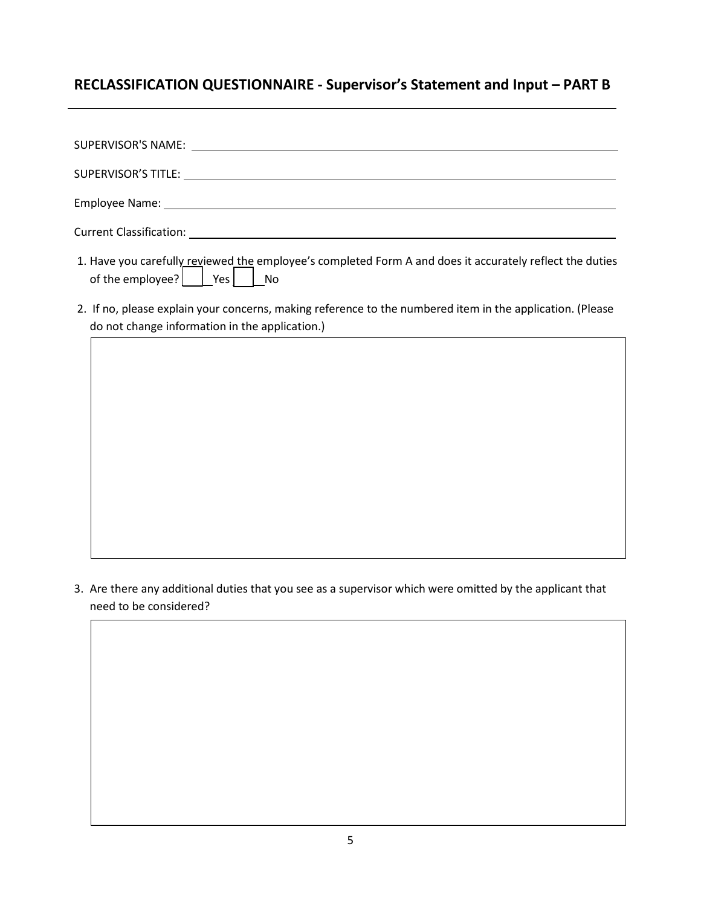## RECLASSIFICATION QUESTIONNAIRE - Supervisor's Statement and Input – PART B

SUPERVISOR'S NAME: ______________________________________________

SUPERVISOR'S TITLE: ______________________________________________

Employee Name: ______________________________________________

Current Classification: ______________________________________________

1. Have you carefully reviewed the employee's completed Form A and does it accurately reflect the duties of the employee? ☐ Yes ☐ No

2. If no, please explain your concerns, making reference to the numbered item in the application. (Please do not change information in the application.)

3. Are there any additional duties that you see as a supervisor which were omitted by the applicant that need to be considered?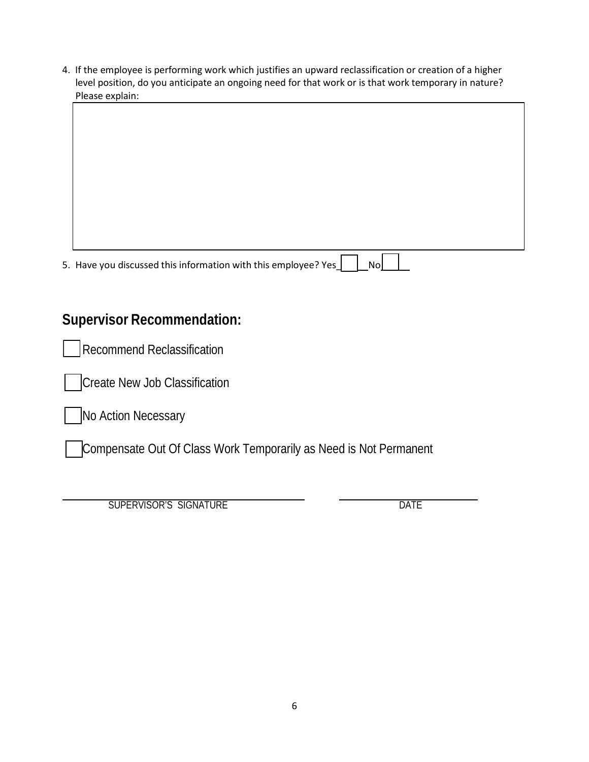4. If the employee is performing work which justifies an upward reclassification or creation of a higher level position, do you anticipate an ongoing need for that work or is that work temporary in nature? Please explain:

5. Have you discussed this information with this employee? Yes ☐ No ☐

## Supervisor Recommendation:

☐ Recommend Reclassification

☐ Create New Job Classification

☐ No Action Necessary

☐ Compensate Out Of Class Work Temporarily as Need is Not Permanent

\_\_\_\_\_\_\_\_\_\_\_\_\_\_\_\_\_\_\_\_\_\_\_\_\_\_\_\_\_\_ SUPERVISOR'S SIGNATURE

\_\_\_\_\_\_\_\_\_\_\_\_\_\_\_\_\_\_ DATE